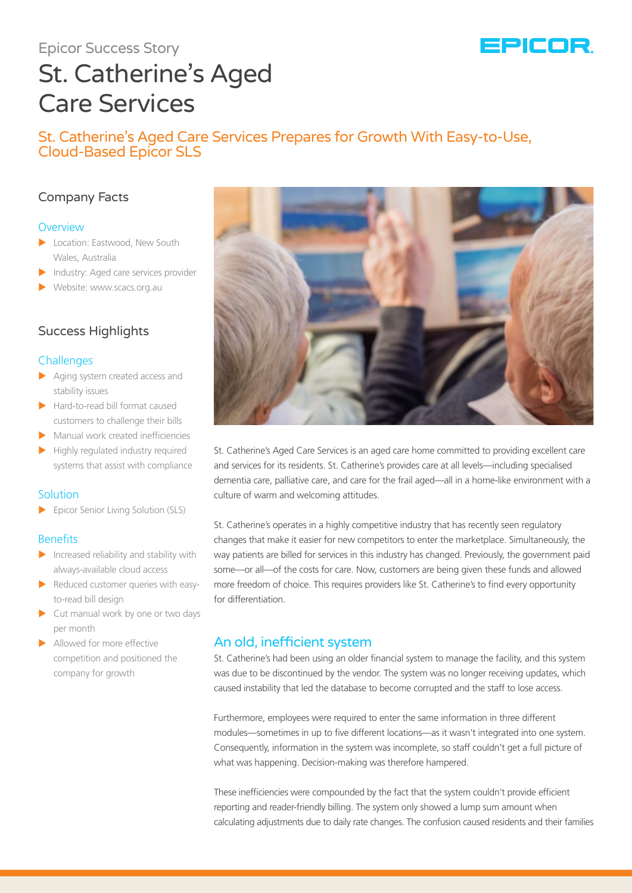Epicor Success Story

# St. Catherine's Aged Care Services

## St. Catherine's Aged Care Services Prepares for Growth With Easy-to-Use, Cloud-Based Epicor SLS

### Company Facts

#### Overview

- Location: Eastwood, New South Wales, Australia
- Industry: Aged care services provider
- Website: www.scacs.org.au

### Success Highlights

#### Challenges

- Aging system created access and stability issues
- Hard-to-read bill format caused customers to challenge their bills
- Manual work created inefficiencies
- Highly regulated industry required systems that assist with compliance

#### Solution

- Epicor Senior Living Solution (SLS)

#### Benefits

- Increased reliability and stability with always-available cloud access
- Reduced customer queries with easy-to-read bill design
- Cut manual work by one or two days per month
- Allowed for more effective competition and positioned the company for growth

St. Catherine's Aged Care Services is an aged care home committed to providing excellent care and services for its residents. St. Catherine's provides care at all levels—including specialised dementia care, palliative care, and care for the frail aged—all in a home-like environment with a culture of warm and welcoming attitudes.

St. Catherine's operates in a highly competitive industry that has recently seen regulatory changes that make it easier for new competitors to enter the marketplace. Simultaneously, the way patients are billed for services in this industry has changed. Previously, the government paid some—or all—of the costs for care. Now, customers are being given these funds and allowed more freedom of choice. This requires providers like St. Catherine's to find every opportunity for differentiation.

### An old, inefficient system

St. Catherine's had been using an older financial system to manage the facility, and this system was due to be discontinued by the vendor. The system was no longer receiving updates, which caused instability that led the database to become corrupted and the staff to lose access.

Furthermore, employees were required to enter the same information in three different modules—sometimes in up to five different locations—as it wasn't integrated into one system. Consequently, information in the system was incomplete, so staff couldn't get a full picture of what was happening. Decision-making was therefore hampered.

These inefficiencies were compounded by the fact that the system couldn't provide efficient reporting and reader-friendly billing. The system only showed a lump sum amount when calculating adjustments due to daily rate changes. The confusion caused residents and their families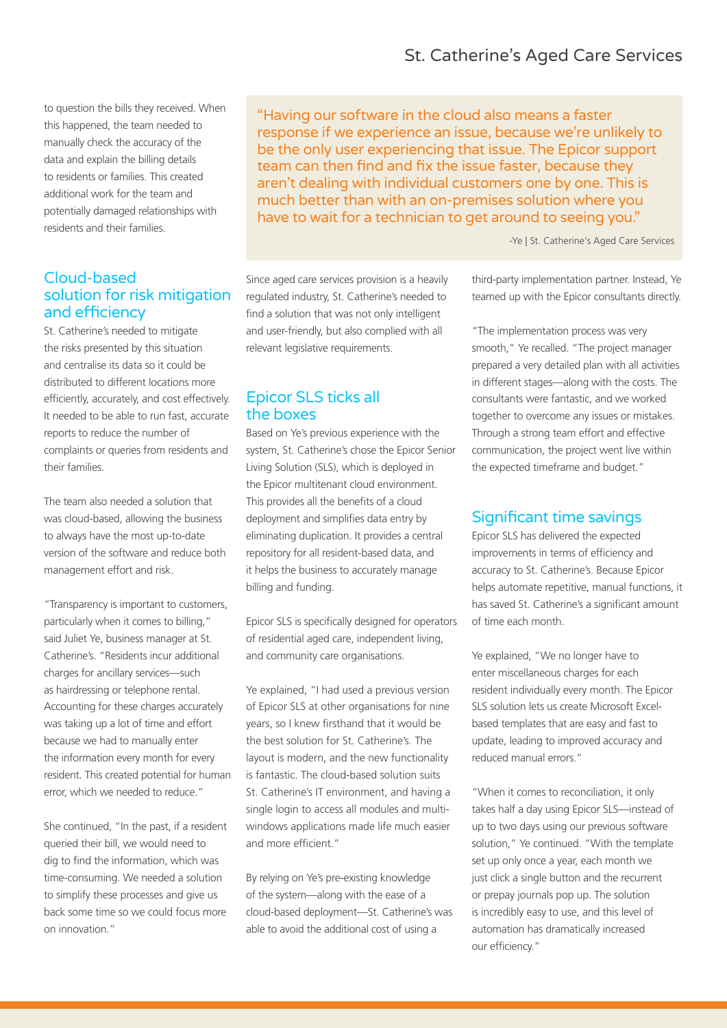to question the bills they received. When this happened, the team needed to manually check the accuracy of the data and explain the billing details to residents or families. This created additional work for the team and potentially damaged relationships with residents and their families.

> "Having our software in the cloud also means a faster response if we experience an issue, because we're unlikely to be the only user experiencing that issue. The Epicor support team can then find and fix the issue faster, because they aren't dealing with individual customers one by one. This is much better than with an on-premises solution where you have to wait for a technician to get around to seeing you."
>
> -Ye | St. Catherine's Aged Care Services

## Cloud-based solution for risk mitigation and efficiency

St. Catherine's needed to mitigate the risks presented by this situation and centralise its data so it could be distributed to different locations more efficiently, accurately, and cost effectively. It needed to be able to run fast, accurate reports to reduce the number of complaints or queries from residents and their families.

The team also needed a solution that was cloud-based, allowing the business to always have the most up-to-date version of the software and reduce both management effort and risk.

"Transparency is important to customers, particularly when it comes to billing," said Juliet Ye, business manager at St. Catherine's. "Residents incur additional charges for ancillary services—such as hairdressing or telephone rental. Accounting for these charges accurately was taking up a lot of time and effort because we had to manually enter the information every month for every resident. This created potential for human error, which we needed to reduce."

She continued, "In the past, if a resident queried their bill, we would need to dig to find the information, which was time-consuming. We needed a solution to simplify these processes and give us back some time so we could focus more on innovation."

Since aged care services provision is a heavily regulated industry, St. Catherine's needed to find a solution that was not only intelligent and user-friendly, but also complied with all relevant legislative requirements.

## Epicor SLS ticks all the boxes

Based on Ye's previous experience with the system, St. Catherine's chose the Epicor Senior Living Solution (SLS), which is deployed in the Epicor multitenant cloud environment. This provides all the benefits of a cloud deployment and simplifies data entry by eliminating duplication. It provides a central repository for all resident-based data, and it helps the business to accurately manage billing and funding.

Epicor SLS is specifically designed for operators of residential aged care, independent living, and community care organisations.

Ye explained, "I had used a previous version of Epicor SLS at other organisations for nine years, so I knew firsthand that it would be the best solution for St. Catherine's. The layout is modern, and the new functionality is fantastic. The cloud-based solution suits St. Catherine's IT environment, and having a single login to access all modules and multi-windows applications made life much easier and more efficient."

By relying on Ye's pre-existing knowledge of the system—along with the ease of a cloud-based deployment—St. Catherine's was able to avoid the additional cost of using a third-party implementation partner. Instead, Ye teamed up with the Epicor consultants directly.

"The implementation process was very smooth," Ye recalled. "The project manager prepared a very detailed plan with all activities in different stages—along with the costs. The consultants were fantastic, and we worked together to overcome any issues or mistakes. Through a strong team effort and effective communication, the project went live within the expected timeframe and budget."

## Significant time savings

Epicor SLS has delivered the expected improvements in terms of efficiency and accuracy to St. Catherine's. Because Epicor helps automate repetitive, manual functions, it has saved St. Catherine's a significant amount of time each month.

Ye explained, "We no longer have to enter miscellaneous charges for each resident individually every month. The Epicor SLS solution lets us create Microsoft Excel-based templates that are easy and fast to update, leading to improved accuracy and reduced manual errors."

"When it comes to reconciliation, it only takes half a day using Epicor SLS—instead of up to two days using our previous software solution," Ye continued. "With the template set up only once a year, each month we just click a single button and the recurrent or prepay journals pop up. The solution is incredibly easy to use, and this level of automation has dramatically increased our efficiency."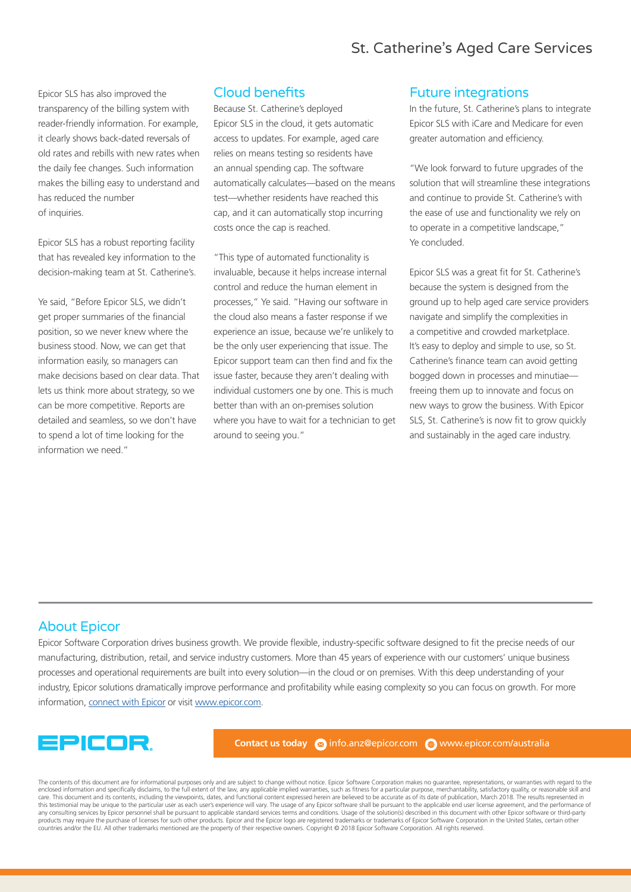Epicor SLS has also improved the transparency of the billing system with reader-friendly information. For example, it clearly shows back-dated reversals of old rates and rebills with new rates when the daily fee changes. Such information makes the billing easy to understand and has reduced the number of inquiries.

Epicor SLS has a robust reporting facility that has revealed key information to the decision-making team at St. Catherine's.

Ye said, "Before Epicor SLS, we didn't get proper summaries of the financial position, so we never knew where the business stood. Now, we can get that information easily, so managers can make decisions based on clear data. That lets us think more about strategy, so we can be more competitive. Reports are detailed and seamless, so we don't have to spend a lot of time looking for the information we need."

## Cloud benefits

Because St. Catherine's deployed Epicor SLS in the cloud, it gets automatic access to updates. For example, aged care relies on means testing so residents have an annual spending cap. The software automatically calculates—based on the means test—whether residents have reached this cap, and it can automatically stop incurring costs once the cap is reached.

"This type of automated functionality is invaluable, because it helps increase internal control and reduce the human element in processes," Ye said. "Having our software in the cloud also means a faster response if we experience an issue, because we're unlikely to be the only user experiencing that issue. The Epicor support team can then find and fix the issue faster, because they aren't dealing with individual customers one by one. This is much better than with an on-premises solution where you have to wait for a technician to get around to seeing you."

## Future integrations

In the future, St. Catherine's plans to integrate Epicor SLS with iCare and Medicare for even greater automation and efficiency.

"We look forward to future upgrades of the solution that will streamline these integrations and continue to provide St. Catherine's with the ease of use and functionality we rely on to operate in a competitive landscape," Ye concluded.

Epicor SLS was a great fit for St. Catherine's because the system is designed from the ground up to help aged care service providers navigate and simplify the complexities in a competitive and crowded marketplace. It's easy to deploy and simple to use, so St. Catherine's finance team can avoid getting bogged down in processes and minutiae—freeing them up to innovate and focus on new ways to grow the business. With Epicor SLS, St. Catherine's is now fit to grow quickly and sustainably in the aged care industry.

## About Epicor

Epicor Software Corporation drives business growth. We provide flexible, industry-specific software designed to fit the precise needs of our manufacturing, distribution, retail, and service industry customers. More than 45 years of experience with our customers' unique business processes and operational requirements are built into every solution—in the cloud or on premises. With this deep understanding of your industry, Epicor solutions dramatically improve performance and profitability while easing complexity so you can focus on growth. For more information, connect with Epicor or visit www.epicor.com.

EPICOR

**Contact us today** info.anz@epicor.com www.epicor.com/australia

The contents of this document are for informational purposes only and are subject to change without notice. Epicor Software Corporation makes no guarantee, representations, or warranties with regard to the enclosed information and specifically disclaims, to the full extent of the law, any applicable implied warranties, such as fitness for a particular purpose, merchantability, satisfactory quality, or reasonable skill and care. This document and its contents, including the viewpoints, dates, and functional content expressed herein are believed to be accurate as of its date of publication, March 2018. The results represented in this testimonial may be unique to the particular user as each user's experience will vary. The usage of any Epicor software shall be pursuant to the applicable end user license agreement, and the performance of any consulting services by Epicor personnel shall be pursuant to applicable standard services terms and conditions. Usage of the solution(s) described in this document with other Epicor software or third-party products may require the purchase of licenses for such other products. Epicor and the Epicor logo are registered trademarks or trademarks of Epicor Software Corporation in the United States, certain other countries and/or the EU. All other trademarks mentioned are the property of their respective owners. Copyright © 2018 Epicor Software Corporation. All rights reserved.